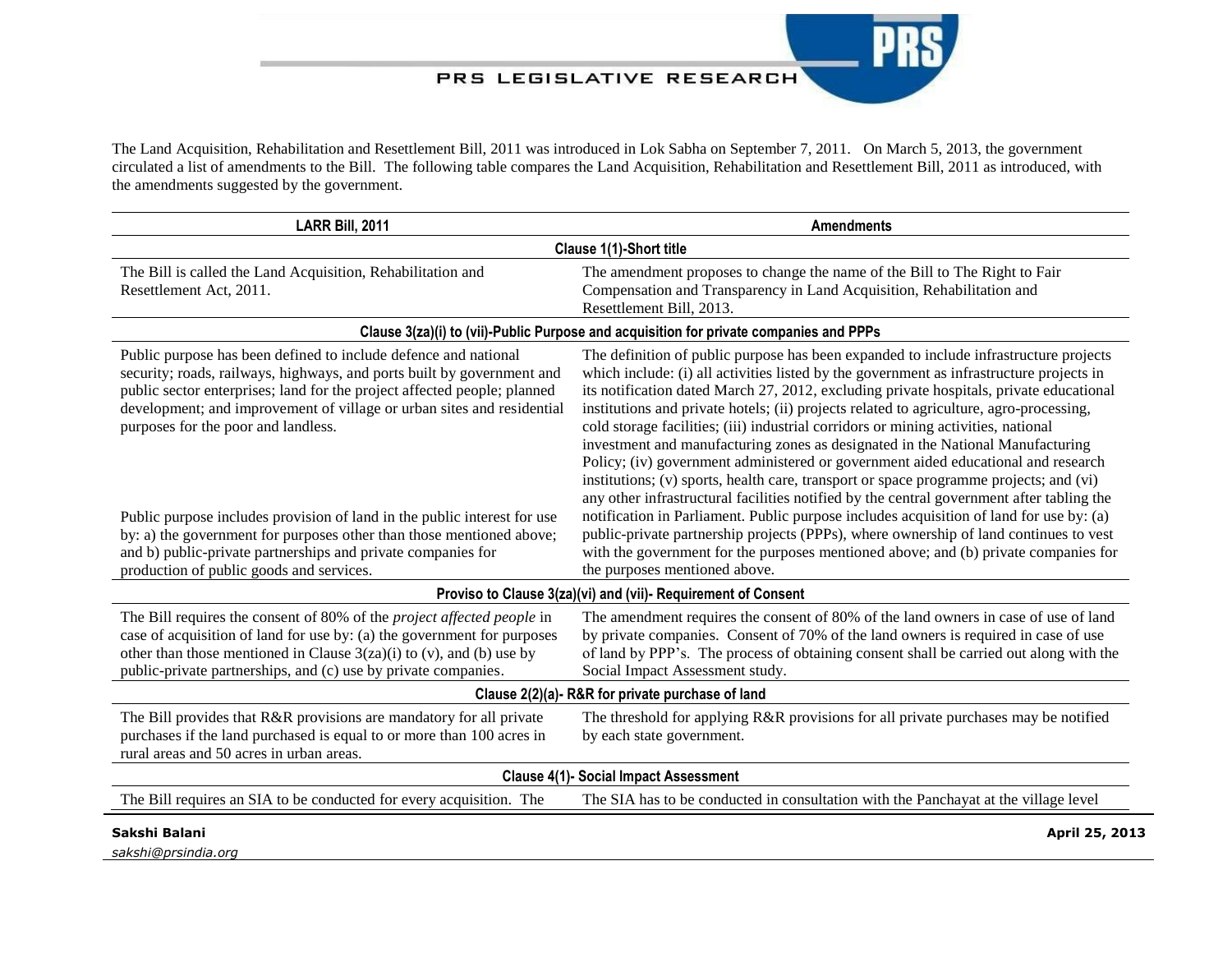The Land Acquisition, Rehabilitation and Resettlement Bill, 2011 was introduced in Lok Sabha on September 7, 2011. On March 5, 2013, the government circulated a list of amendments to the Bill. The following table compares the Land Acquisition, Rehabilitation and Resettlement Bill, 2011 as introduced, with the amendments suggested by the government.

| LARR Bill, 2011 | Amendments |
|---|---|
| **Clause 1(1)-Short title** | |
| The Bill is called the Land Acquisition, Rehabilitation and Resettlement Act, 2011. | The amendment proposes to change the name of the Bill to The Right to Fair Compensation and Transparency in Land Acquisition, Rehabilitation and Resettlement Bill, 2013. |
| **Clause 3(za)(i) to (vii)-Public Purpose and acquisition for private companies and PPPs** | |
| Public purpose has been defined to include defence and national security; roads, railways, highways, and ports built by government and public sector enterprises; land for the project affected people; planned development; and improvement of village or urban sites and residential purposes for the poor and landless.<br><br>Public purpose includes provision of land in the public interest for use by: a) the government for purposes other than those mentioned above; and b) public-private partnerships and private companies for production of public goods and services. | The definition of public purpose has been expanded to include infrastructure projects which include: (i) all activities listed by the government as infrastructure projects in its notification dated March 27, 2012, excluding private hospitals, private educational institutions and private hotels; (ii) projects related to agriculture, agro-processing, cold storage facilities; (iii) industrial corridors or mining activities, national investment and manufacturing zones as designated in the National Manufacturing Policy; (iv) government administered or government aided educational and research institutions; (v) sports, health care, transport or space programme projects; and (vi) any other infrastructural facilities notified by the central government after tabling the notification in Parliament. Public purpose includes acquisition of land for use by: (a) public-private partnership projects (PPPs), where ownership of land continues to vest with the government for the purposes mentioned above; and (b) private companies for the purposes mentioned above. |
| **Proviso to Clause 3(za)(vi) and (vii)- Requirement of Consent** | |
| The Bill requires the consent of 80% of the *project affected people* in case of acquisition of land for use by: (a) the government for purposes other than those mentioned in Clause 3(za)(i) to (v), and (b) use by public-private partnerships, and (c) use by private companies. | The amendment requires the consent of 80% of the land owners in case of use of land by private companies. Consent of 70% of the land owners is required in case of use of land by PPP's. The process of obtaining consent shall be carried out along with the Social Impact Assessment study. |
| **Clause 2(2)(a)- R&R for private purchase of land** | |
| The Bill provides that R&R provisions are mandatory for all private purchases if the land purchased is equal to or more than 100 acres in rural areas and 50 acres in urban areas. | The threshold for applying R&R provisions for all private purchases may be notified by each state government. |
| **Clause 4(1)- Social Impact Assessment** | |
| The Bill requires an SIA to be conducted for every acquisition. The | The SIA has to be conducted in consultation with the Panchayat at the village level |

Sakshi Balani
sakshi@prsindia.org

April 25, 2013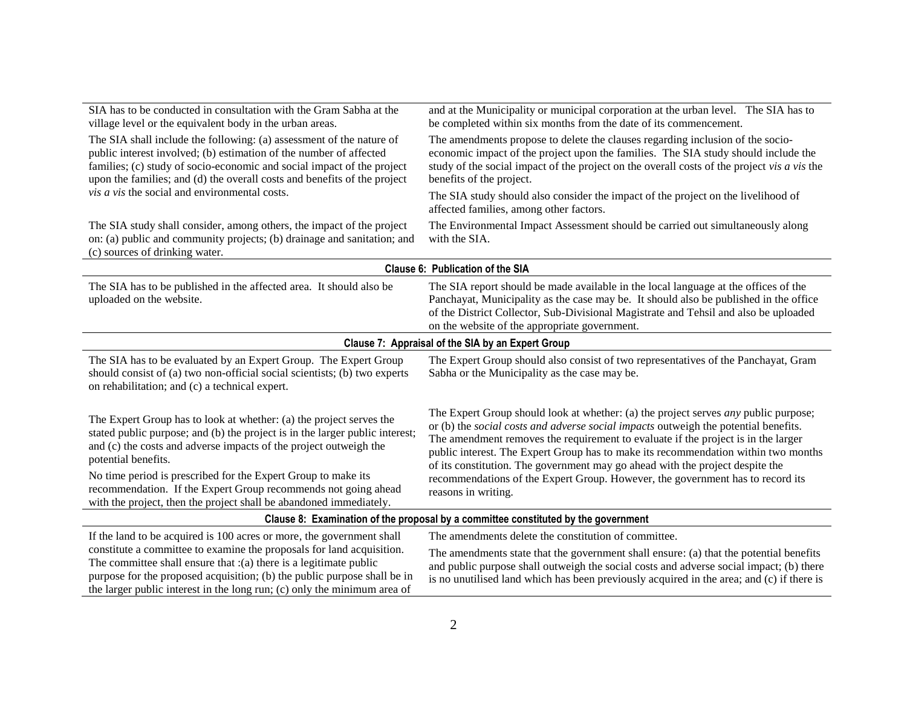| | |
|---|---|
| SIA has to be conducted in consultation with the Gram Sabha at the village level or the equivalent body in the urban areas. | and at the Municipality or municipal corporation at the urban level. The SIA has to be completed within six months from the date of its commencement. |
| The SIA shall include the following: (a) assessment of the nature of public interest involved; (b) estimation of the number of affected families; (c) study of socio-economic and social impact of the project upon the families; and (d) the overall costs and benefits of the project *vis a vis* the social and environmental costs. | The amendments propose to delete the clauses regarding inclusion of the socio-economic impact of the project upon the families. The SIA study should include the study of the social impact of the project on the overall costs of the project *vis a vis* the benefits of the project.<br>The SIA study should also consider the impact of the project on the livelihood of affected families, among other factors. |
| The SIA study shall consider, among others, the impact of the project on: (a) public and community projects; (b) drainage and sanitation; and (c) sources of drinking water. | The Environmental Impact Assessment should be carried out simultaneously along with the SIA. |
| **Clause 6: Publication of the SIA** | |
| The SIA has to be published in the affected area. It should also be uploaded on the website. | The SIA report should be made available in the local language at the offices of the Panchayat, Municipality as the case may be. It should also be published in the office of the District Collector, Sub-Divisional Magistrate and Tehsil and also be uploaded on the website of the appropriate government. |
| **Clause 7: Appraisal of the SIA by an Expert Group** | |
| The SIA has to be evaluated by an Expert Group. The Expert Group should consist of (a) two non-official social scientists; (b) two experts on rehabilitation; and (c) a technical expert. | The Expert Group should also consist of two representatives of the Panchayat, Gram Sabha or the Municipality as the case may be. |
| The Expert Group has to look at whether: (a) the project serves the stated public purpose; and (b) the project is in the larger public interest; and (c) the costs and adverse impacts of the project outweigh the potential benefits.<br>No time period is prescribed for the Expert Group to make its recommendation. If the Expert Group recommends not going ahead with the project, then the project shall be abandoned immediately. | The Expert Group should look at whether: (a) the project serves *any* public purpose; or (b) the *social costs and adverse social impacts* outweigh the potential benefits. The amendment removes the requirement to evaluate if the project is in the larger public interest. The Expert Group has to make its recommendation within two months of its constitution. The government may go ahead with the project despite the recommendations of the Expert Group. However, the government has to record its reasons in writing. |
| **Clause 8: Examination of the proposal by a committee constituted by the government** | |
| If the land to be acquired is 100 acres or more, the government shall constitute a committee to examine the proposals for land acquisition. The committee shall ensure that :(a) there is a legitimate public purpose for the proposed acquisition; (b) the public purpose shall be in the larger public interest in the long run; (c) only the minimum area of | The amendments delete the constitution of committee.<br>The amendments state that the government shall ensure: (a) that the potential benefits and public purpose shall outweigh the social costs and adverse social impact; (b) there is no unutilised land which has been previously acquired in the area; and (c) if there is |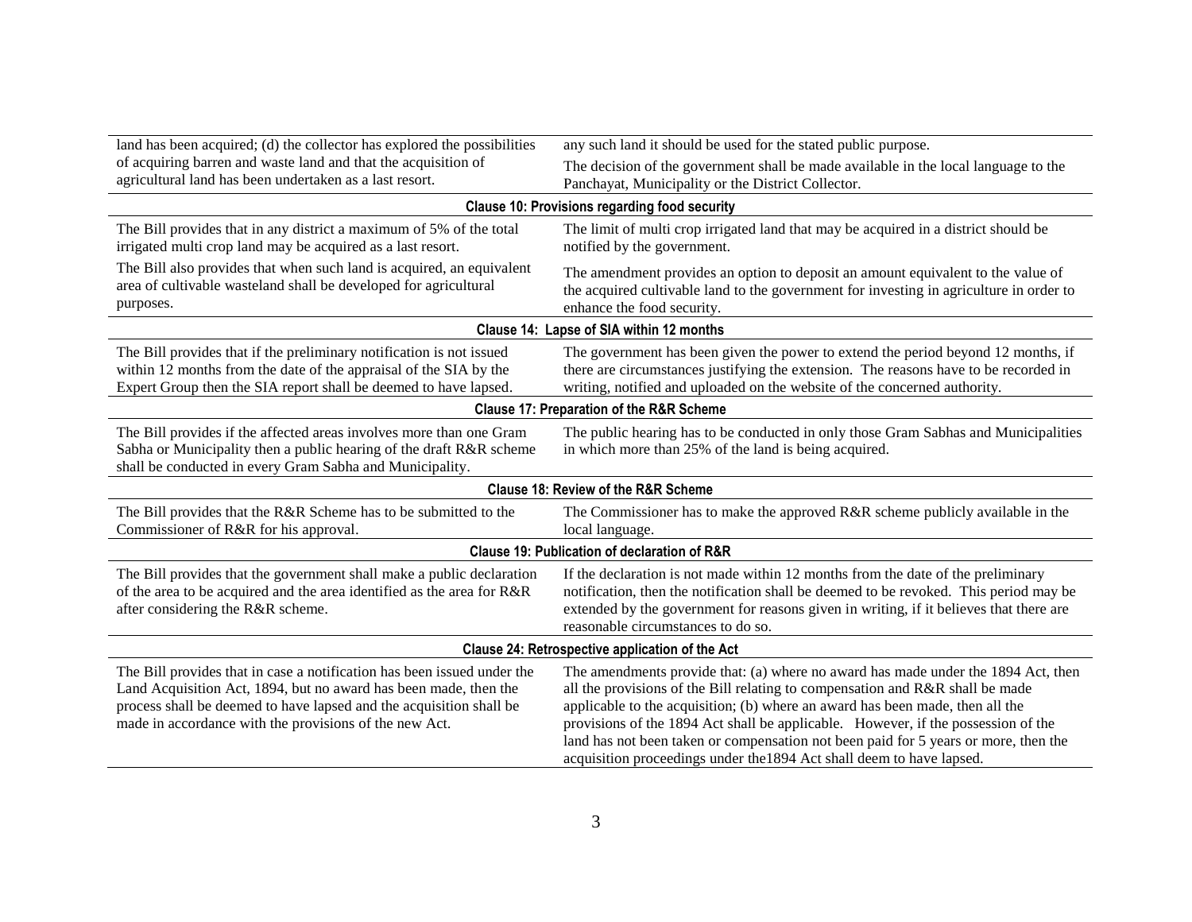| | |
|---|---|
| land has been acquired; (d) the collector has explored the possibilities of acquiring barren and waste land and that the acquisition of agricultural land has been undertaken as a last resort. | any such land it should be used for the stated public purpose. The decision of the government shall be made available in the local language to the Panchayat, Municipality or the District Collector. |
| **Clause 10: Provisions regarding food security** | |
| The Bill provides that in any district a maximum of 5% of the total irrigated multi crop land may be acquired as a last resort. | The limit of multi crop irrigated land that may be acquired in a district should be notified by the government. |
| The Bill also provides that when such land is acquired, an equivalent area of cultivable wasteland shall be developed for agricultural purposes. | The amendment provides an option to deposit an amount equivalent to the value of the acquired cultivable land to the government for investing in agriculture in order to enhance the food security. |
| **Clause 14: Lapse of SIA within 12 months** | |
| The Bill provides that if the preliminary notification is not issued within 12 months from the date of the appraisal of the SIA by the Expert Group then the SIA report shall be deemed to have lapsed. | The government has been given the power to extend the period beyond 12 months, if there are circumstances justifying the extension. The reasons have to be recorded in writing, notified and uploaded on the website of the concerned authority. |
| **Clause 17: Preparation of the R&R Scheme** | |
| The Bill provides if the affected areas involves more than one Gram Sabha or Municipality then a public hearing of the draft R&R scheme shall be conducted in every Gram Sabha and Municipality. | The public hearing has to be conducted in only those Gram Sabhas and Municipalities in which more than 25% of the land is being acquired. |
| **Clause 18: Review of the R&R Scheme** | |
| The Bill provides that the R&R Scheme has to be submitted to the Commissioner of R&R for his approval. | The Commissioner has to make the approved R&R scheme publicly available in the local language. |
| **Clause 19: Publication of declaration of R&R** | |
| The Bill provides that the government shall make a public declaration of the area to be acquired and the area identified as the area for R&R after considering the R&R scheme. | If the declaration is not made within 12 months from the date of the preliminary notification, then the notification shall be deemed to be revoked. This period may be extended by the government for reasons given in writing, if it believes that there are reasonable circumstances to do so. |
| **Clause 24: Retrospective application of the Act** | |
| The Bill provides that in case a notification has been issued under the Land Acquisition Act, 1894, but no award has been made, then the process shall be deemed to have lapsed and the acquisition shall be made in accordance with the provisions of the new Act. | The amendments provide that: (a) where no award has made under the 1894 Act, then all the provisions of the Bill relating to compensation and R&R shall be made applicable to the acquisition; (b) where an award has been made, then all the provisions of the 1894 Act shall be applicable. However, if the possession of the land has not been taken or compensation not been paid for 5 years or more, then the acquisition proceedings under the1894 Act shall deem to have lapsed. |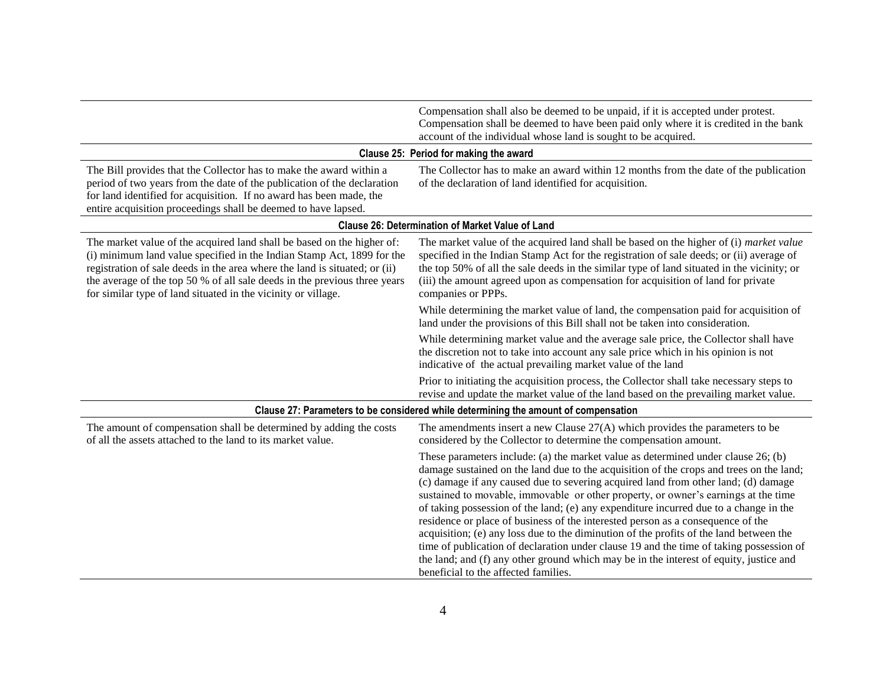| | |
|---|---|
| | Compensation shall also be deemed to be unpaid, if it is accepted under protest. Compensation shall be deemed to have been paid only where it is credited in the bank account of the individual whose land is sought to be acquired. |
| **Clause 25: Period for making the award** | |
| The Bill provides that the Collector has to make the award within a period of two years from the date of the publication of the declaration for land identified for acquisition. If no award has been made, the entire acquisition proceedings shall be deemed to have lapsed. | The Collector has to make an award within 12 months from the date of the publication of the declaration of land identified for acquisition. |
| **Clause 26: Determination of Market Value of Land** | |
| The market value of the acquired land shall be based on the higher of: (i) minimum land value specified in the Indian Stamp Act, 1899 for the registration of sale deeds in the area where the land is situated; or (ii) the average of the top 50 % of all sale deeds in the previous three years for similar type of land situated in the vicinity or village. | The market value of the acquired land shall be based on the higher of (i) *market value* specified in the Indian Stamp Act for the registration of sale deeds; or (ii) average of the top 50% of all the sale deeds in the similar type of land situated in the vicinity; or (iii) the amount agreed upon as compensation for acquisition of land for private companies or PPPs. |
| | While determining the market value of land, the compensation paid for acquisition of land under the provisions of this Bill shall not be taken into consideration. |
| | While determining market value and the average sale price, the Collector shall have the discretion not to take into account any sale price which in his opinion is not indicative of the actual prevailing market value of the land |
| | Prior to initiating the acquisition process, the Collector shall take necessary steps to revise and update the market value of the land based on the prevailing market value. |
| **Clause 27: Parameters to be considered while determining the amount of compensation** | |
| The amount of compensation shall be determined by adding the costs of all the assets attached to the land to its market value. | The amendments insert a new Clause 27(A) which provides the parameters to be considered by the Collector to determine the compensation amount. |
| | These parameters include: (a) the market value as determined under clause 26; (b) damage sustained on the land due to the acquisition of the crops and trees on the land; (c) damage if any caused due to severing acquired land from other land; (d) damage sustained to movable, immovable or other property, or owner's earnings at the time of taking possession of the land; (e) any expenditure incurred due to a change in the residence or place of business of the interested person as a consequence of the acquisition; (e) any loss due to the diminution of the profits of the land between the time of publication of declaration under clause 19 and the time of taking possession of the land; and (f) any other ground which may be in the interest of equity, justice and beneficial to the affected families. |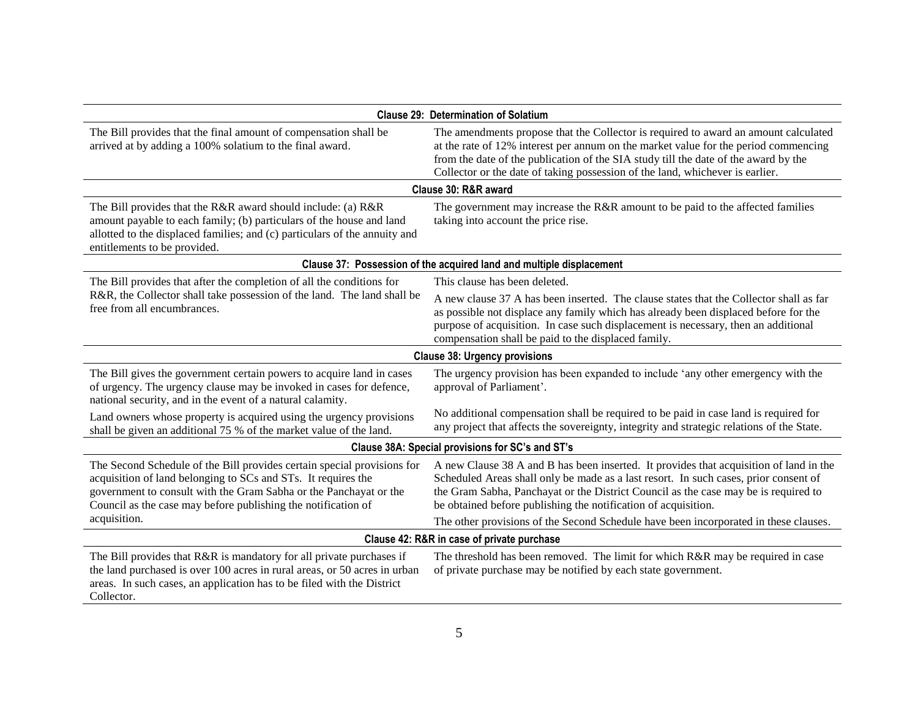| Clause 29: Determination of Solatium | |
|---|---|
| The Bill provides that the final amount of compensation shall be arrived at by adding a 100% solatium to the final award. | The amendments propose that the Collector is required to award an amount calculated at the rate of 12% interest per annum on the market value for the period commencing from the date of the publication of the SIA study till the date of the award by the Collector or the date of taking possession of the land, whichever is earlier. |
| **Clause 30: R&R award** | |
| The Bill provides that the R&R award should include: (a) R&R amount payable to each family; (b) particulars of the house and land allotted to the displaced families; and (c) particulars of the annuity and entitlements to be provided. | The government may increase the R&R amount to be paid to the affected families taking into account the price rise. |
| **Clause 37: Possession of the acquired land and multiple displacement** | |
| The Bill provides that after the completion of all the conditions for R&R, the Collector shall take possession of the land. The land shall be free from all encumbrances. | This clause has been deleted. A new clause 37 A has been inserted. The clause states that the Collector shall as far as possible not displace any family which has already been displaced before for the purpose of acquisition. In case such displacement is necessary, then an additional compensation shall be paid to the displaced family. |
| **Clause 38: Urgency provisions** | |
| The Bill gives the government certain powers to acquire land in cases of urgency. The urgency clause may be invoked in cases for defence, national security, and in the event of a natural calamity. | The urgency provision has been expanded to include 'any other emergency with the approval of Parliament'. |
| Land owners whose property is acquired using the urgency provisions shall be given an additional 75 % of the market value of the land. | No additional compensation shall be required to be paid in case land is required for any project that affects the sovereignty, integrity and strategic relations of the State. |
| **Clause 38A: Special provisions for SC's and ST's** | |
| The Second Schedule of the Bill provides certain special provisions for acquisition of land belonging to SCs and STs. It requires the government to consult with the Gram Sabha or the Panchayat or the Council as the case may before publishing the notification of acquisition. | A new Clause 38 A and B has been inserted. It provides that acquisition of land in the Scheduled Areas shall only be made as a last resort. In such cases, prior consent of the Gram Sabha, Panchayat or the District Council as the case may be is required to be obtained before publishing the notification of acquisition. The other provisions of the Second Schedule have been incorporated in these clauses. |
| **Clause 42: R&R in case of private purchase** | |
| The Bill provides that R&R is mandatory for all private purchases if the land purchased is over 100 acres in rural areas, or 50 acres in urban areas. In such cases, an application has to be filed with the District Collector. | The threshold has been removed. The limit for which R&R may be required in case of private purchase may be notified by each state government. |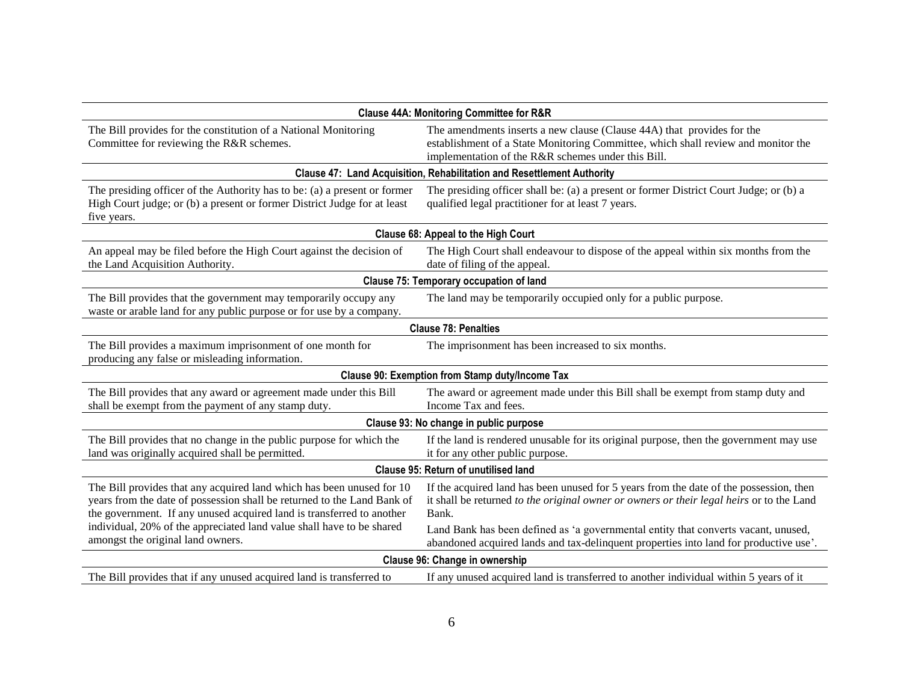| | |
|---|---|
| **Clause 44A: Monitoring Committee for R&R** | |
| The Bill provides for the constitution of a National Monitoring Committee for reviewing the R&R schemes. | The amendments inserts a new clause (Clause 44A) that provides for the establishment of a State Monitoring Committee, which shall review and monitor the implementation of the R&R schemes under this Bill. |
| **Clause 47: Land Acquisition, Rehabilitation and Resettlement Authority** | |
| The presiding officer of the Authority has to be: (a) a present or former High Court judge; or (b) a present or former District Judge for at least five years. | The presiding officer shall be: (a) a present or former District Court Judge; or (b) a qualified legal practitioner for at least 7 years. |
| **Clause 68: Appeal to the High Court** | |
| An appeal may be filed before the High Court against the decision of the Land Acquisition Authority. | The High Court shall endeavour to dispose of the appeal within six months from the date of filing of the appeal. |
| **Clause 75: Temporary occupation of land** | |
| The Bill provides that the government may temporarily occupy any waste or arable land for any public purpose or for use by a company. | The land may be temporarily occupied only for a public purpose. |
| **Clause 78: Penalties** | |
| The Bill provides a maximum imprisonment of one month for producing any false or misleading information. | The imprisonment has been increased to six months. |
| **Clause 90: Exemption from Stamp duty/Income Tax** | |
| The Bill provides that any award or agreement made under this Bill shall be exempt from the payment of any stamp duty. | The award or agreement made under this Bill shall be exempt from stamp duty and Income Tax and fees. |
| **Clause 93: No change in public purpose** | |
| The Bill provides that no change in the public purpose for which the land was originally acquired shall be permitted. | If the land is rendered unusable for its original purpose, then the government may use it for any other public purpose. |
| **Clause 95: Return of unutilised land** | |
| The Bill provides that any acquired land which has been unused for 10 years from the date of possession shall be returned to the Land Bank of the government. If any unused acquired land is transferred to another individual, 20% of the appreciated land value shall have to be shared amongst the original land owners. | If the acquired land has been unused for 5 years from the date of the possession, then it shall be returned *to the original owner or owners or their legal heirs* or to the Land Bank. Land Bank has been defined as 'a governmental entity that converts vacant, unused, abandoned acquired lands and tax-delinquent properties into land for productive use'. |
| **Clause 96: Change in ownership** | |
| The Bill provides that if any unused acquired land is transferred to | If any unused acquired land is transferred to another individual within 5 years of it |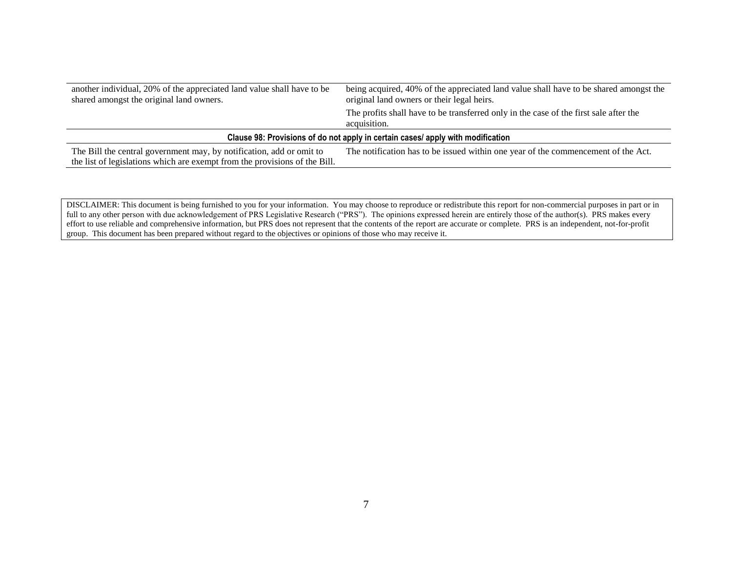| | |
|---|---|
| another individual, 20% of the appreciated land value shall have to be shared amongst the original land owners. | being acquired, 40% of the appreciated land value shall have to be shared amongst the original land owners or their legal heirs. The profits shall have to be transferred only in the case of the first sale after the acquisition. |
| **Clause 98: Provisions of do not apply in certain cases/ apply with modification** | |
| The Bill the central government may, by notification, add or omit to the list of legislations which are exempt from the provisions of the Bill. | The notification has to be issued within one year of the commencement of the Act. |

DISCLAIMER: This document is being furnished to you for your information. You may choose to reproduce or redistribute this report for non-commercial purposes in part or in full to any other person with due acknowledgement of PRS Legislative Research ("PRS"). The opinions expressed herein are entirely those of the author(s). PRS makes every effort to use reliable and comprehensive information, but PRS does not represent that the contents of the report are accurate or complete. PRS is an independent, not-for-profit group. This document has been prepared without regard to the objectives or opinions of those who may receive it.